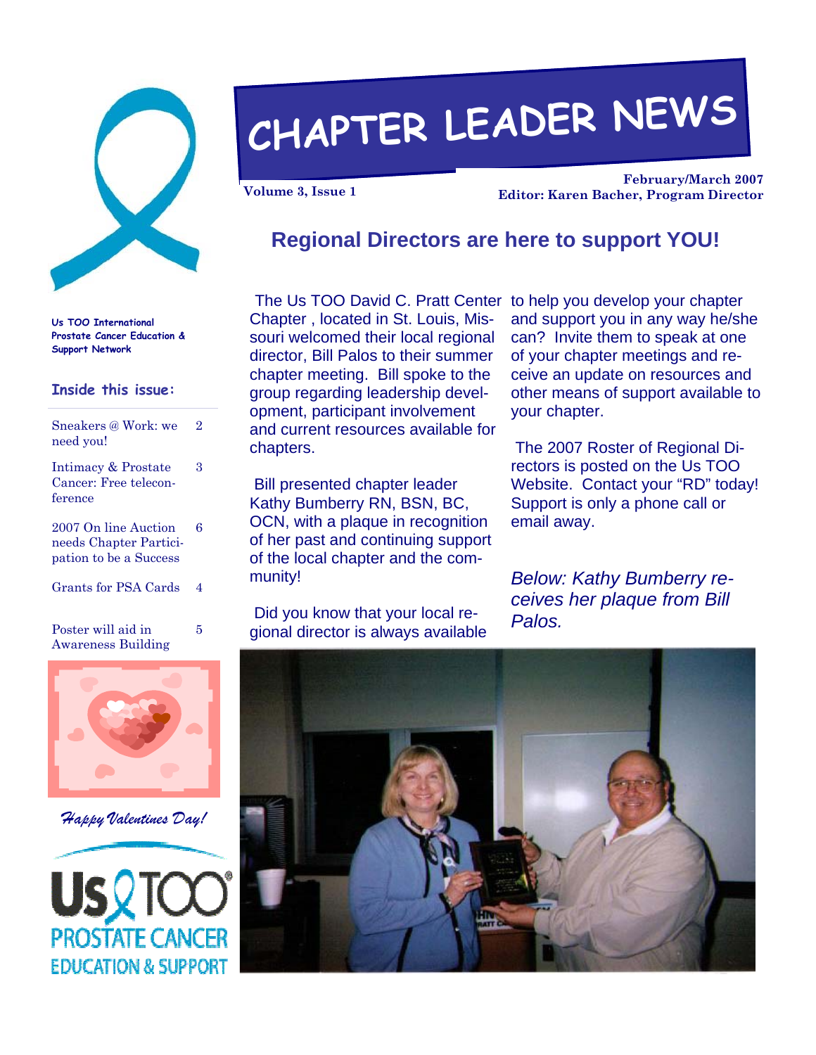# CHAPTER LEADER NEWS

Volume 3, Issue 1

February/March 2007
Editor: Karen Bacher, Program Director

**Us TOO International Prostate Cancer Education & Support Network**

### Inside this issue:

| | |
|---|---|
| Sneakers @ Work: we need you! | 2 |
| Intimacy & Prostate Cancer: Free teleconference | 3 |
| 2007 On line Auction needs Chapter Participation to be a Success | 6 |
| Grants for PSA Cards | 4 |
| Poster will aid in Awareness Building | 5 |

*Happy Valentines Day!*

Us TOO PROSTATE CANCER EDUCATION & SUPPORT

## Regional Directors are here to support YOU!

The Us TOO David C. Pratt Center Chapter , located in St. Louis, Missouri welcomed their local regional director, Bill Palos to their summer chapter meeting. Bill spoke to the group regarding leadership development, participant involvement and current resources available for chapters.

Bill presented chapter leader Kathy Bumberry RN, BSN, BC, OCN, with a plaque in recognition of her past and continuing support of the local chapter and the community!

Did you know that your local regional director is always available to help you develop your chapter and support you in any way he/she can? Invite them to speak at one of your chapter meetings and receive an update on resources and other means of support available to your chapter.

The 2007 Roster of Regional Directors is posted on the Us TOO Website. Contact your "RD" today! Support is only a phone call or email away.

*Below: Kathy Bumberry receives her plaque from Bill Palos.*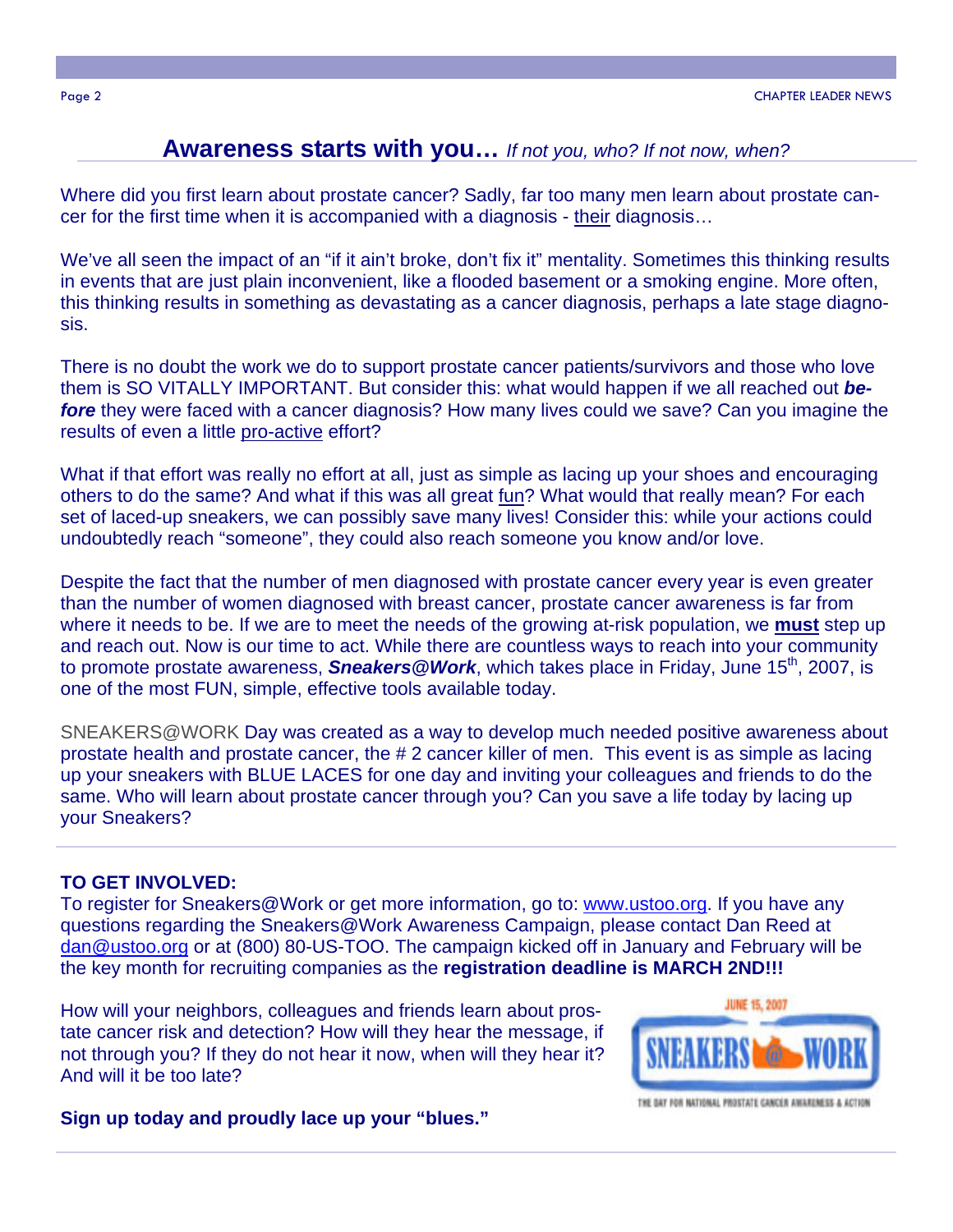## **Awareness starts with you…** *If not you, who? If not now, when?*

Where did you first learn about prostate cancer? Sadly, far too many men learn about prostate cancer for the first time when it is accompanied with a diagnosis - their diagnosis…

We've all seen the impact of an "if it ain't broke, don't fix it" mentality. Sometimes this thinking results in events that are just plain inconvenient, like a flooded basement or a smoking engine. More often, this thinking results in something as devastating as a cancer diagnosis, perhaps a late stage diagnosis.

There is no doubt the work we do to support prostate cancer patients/survivors and those who love them is SO VITALLY IMPORTANT. But consider this: what would happen if we all reached out ***before*** they were faced with a cancer diagnosis? How many lives could we save? Can you imagine the results of even a little pro-active effort?

What if that effort was really no effort at all, just as simple as lacing up your shoes and encouraging others to do the same? And what if this was all great fun? What would that really mean? For each set of laced-up sneakers, we can possibly save many lives! Consider this: while your actions could undoubtedly reach "someone", they could also reach someone you know and/or love.

Despite the fact that the number of men diagnosed with prostate cancer every year is even greater than the number of women diagnosed with breast cancer, prostate cancer awareness is far from where it needs to be. If we are to meet the needs of the growing at-risk population, we **must** step up and reach out. Now is our time to act. While there are countless ways to reach into your community to promote prostate awareness, ***Sneakers@Work***, which takes place in Friday, June 15th, 2007, is one of the most FUN, simple, effective tools available today.

SNEAKERS@WORK Day was created as a way to develop much needed positive awareness about prostate health and prostate cancer, the # 2 cancer killer of men. This event is as simple as lacing up your sneakers with BLUE LACES for one day and inviting your colleagues and friends to do the same. Who will learn about prostate cancer through you? Can you save a life today by lacing up your Sneakers?

**TO GET INVOLVED:**
To register for Sneakers@Work or get more information, go to: www.ustoo.org. If you have any questions regarding the Sneakers@Work Awareness Campaign, please contact Dan Reed at dan@ustoo.org or at (800) 80-US-TOO. The campaign kicked off in January and February will be the key month for recruiting companies as the **registration deadline is MARCH 2ND!!!**

How will your neighbors, colleagues and friends learn about prostate cancer risk and detection? How will they hear the message, if not through you? If they do not hear it now, when will they hear it? And will it be too late?

JUNE 15, 2007
SNEAKERS @ WORK
THE DAY FOR NATIONAL PROSTATE CANCER AWARENESS & ACTION

**Sign up today and proudly lace up your "blues."**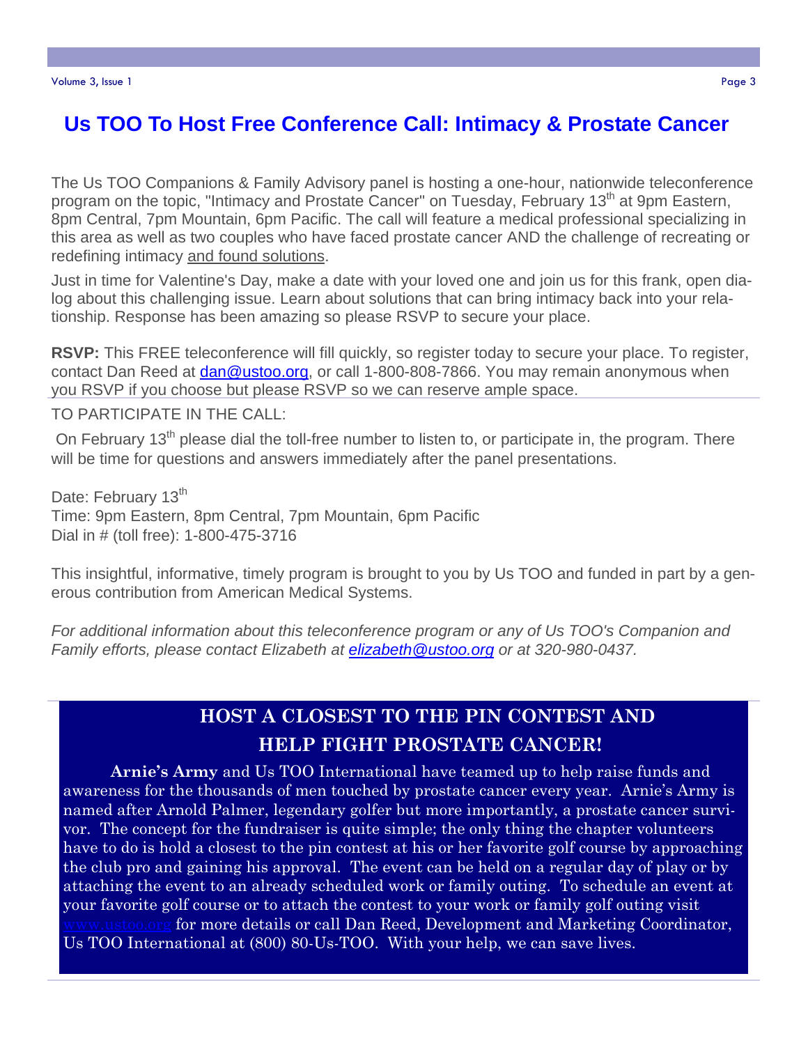# Us TOO To Host Free Conference Call: Intimacy & Prostate Cancer

The Us TOO Companions & Family Advisory panel is hosting a one-hour, nationwide teleconference program on the topic, "Intimacy and Prostate Cancer" on Tuesday, February 13th at 9pm Eastern, 8pm Central, 7pm Mountain, 6pm Pacific. The call will feature a medical professional specializing in this area as well as two couples who have faced prostate cancer AND the challenge of recreating or redefining intimacy and found solutions.

Just in time for Valentine's Day, make a date with your loved one and join us for this frank, open dialog about this challenging issue. Learn about solutions that can bring intimacy back into your relationship. Response has been amazing so please RSVP to secure your place.

**RSVP:** This FREE teleconference will fill quickly, so register today to secure your place. To register, contact Dan Reed at dan@ustoo.org, or call 1-800-808-7866. You may remain anonymous when you RSVP if you choose but please RSVP so we can reserve ample space.

TO PARTICIPATE IN THE CALL:

On February 13th please dial the toll-free number to listen to, or participate in, the program. There will be time for questions and answers immediately after the panel presentations.

Date: February 13th
Time: 9pm Eastern, 8pm Central, 7pm Mountain, 6pm Pacific
Dial in # (toll free): 1-800-475-3716

This insightful, informative, timely program is brought to you by Us TOO and funded in part by a generous contribution from American Medical Systems.

*For additional information about this teleconference program or any of Us TOO's Companion and Family efforts, please contact Elizabeth at elizabeth@ustoo.org or at 320-980-0437.*

## HOST A CLOSEST TO THE PIN CONTEST AND HELP FIGHT PROSTATE CANCER!

**Arnie's Army** and Us TOO International have teamed up to help raise funds and awareness for the thousands of men touched by prostate cancer every year. Arnie's Army is named after Arnold Palmer, legendary golfer but more importantly, a prostate cancer survivor. The concept for the fundraiser is quite simple; the only thing the chapter volunteers have to do is hold a closest to the pin contest at his or her favorite golf course by approaching the club pro and gaining his approval. The event can be held on a regular day of play or by attaching the event to an already scheduled work or family outing. To schedule an event at your favorite golf course or to attach the contest to your work or family golf outing visit www.ustoo.org for more details or call Dan Reed, Development and Marketing Coordinator, Us TOO International at (800) 80-Us-TOO. With your help, we can save lives.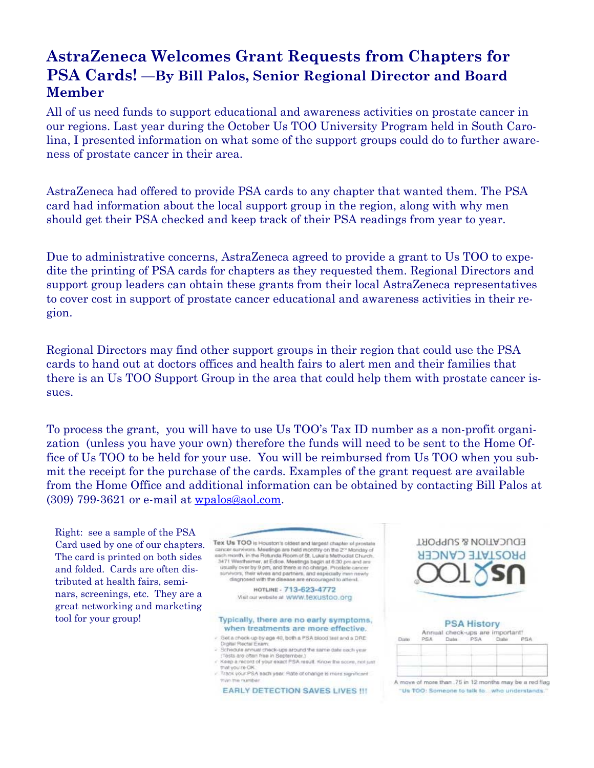# AstraZeneca Welcomes Grant Requests from Chapters for PSA Cards! —By Bill Palos, Senior Regional Director and Board Member

All of us need funds to support educational and awareness activities on prostate cancer in our regions. Last year during the October Us TOO University Program held in South Carolina, I presented information on what some of the support groups could do to further awareness of prostate cancer in their area.

AstraZeneca had offered to provide PSA cards to any chapter that wanted them. The PSA card had information about the local support group in the region, along with why men should get their PSA checked and keep track of their PSA readings from year to year.

Due to administrative concerns, AstraZeneca agreed to provide a grant to Us TOO to expedite the printing of PSA cards for chapters as they requested them. Regional Directors and support group leaders can obtain these grants from their local AstraZeneca representatives to cover cost in support of prostate cancer educational and awareness activities in their region.

Regional Directors may find other support groups in their region that could use the PSA cards to hand out at doctors offices and health fairs to alert men and their families that there is an Us TOO Support Group in the area that could help them with prostate cancer issues.

To process the grant, you will have to use Us TOO's Tax ID number as a non-profit organization (unless you have your own) therefore the funds will need to be sent to the Home Office of Us TOO to be held for your use. You will be reimbursed from Us TOO when you submit the receipt for the purchase of the cards. Examples of the grant request are available from the Home Office and additional information can be obtained by contacting Bill Palos at (309) 799-3621 or e-mail at wpalos@aol.com.

Right: see a sample of the PSA Card used by one of our chapters. The card is printed on both sides and folded. Cards are often distributed at health fairs, seminars, screenings, etc. They are a great networking and marketing tool for your group!

**Tex Us TOO** is Houston's oldest and largest chapter of prostate cancer survivors. Meetings are held monthly on the 2nd Monday of each month, in the Rotunda Room of St. Luke's Methodist Church, 3471 Westheimer, at Edloe. Meetings begin at 6:30 pm and are usually over by 9 pm, and there is no charge. Prostate cancer survivors, their wives and partners, and especially men newly diagnosed with the disease are encouraged to attend.

HOTLINE - 713-623-4772
Visit our website at www.texustoo.org

**Typically, there are no early symptoms, when treatments are more effective.**

- Get a check-up by age 40, both a PSA blood test and a DRE Digital Rectal Exam.
- Schedule annual check-ups around the same date each year (Tests are often free in September.)
- Keep a record of your exact PSA result. Know the score, not just that you're OK.
- Track your PSA each year. Rate of change is more significant than the number.

**EARLY DETECTION SAVES LIVES !!!**

EDUCATION & SUPPORT
PROSTATE CANCER
Us TOO

**PSA History**
Annual check-ups are important!

| Date | PSA | Date | PSA | Date | PSA |
|---|---|---|---|---|---|
| | | | | | |
| | | | | | |
| | | | | | |

A move of more than .75 in 12 months may be a red flag

"Us TOO: Someone to talk to... who understands."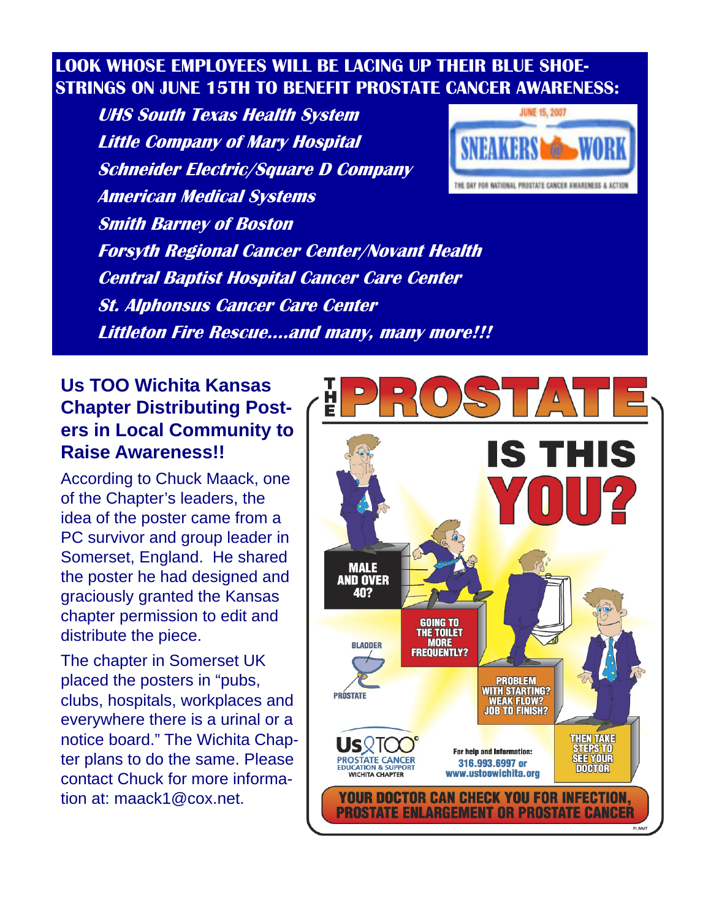## LOOK WHOSE EMPLOYEES WILL BE LACING UP THEIR BLUE SHOE-STRINGS ON JUNE 15TH TO BENEFIT PROSTATE CANCER AWARENESS:

***UHS South Texas Health System***

***Little Company of Mary Hospital***

***Schneider Electric/Square D Company***

***American Medical Systems***

***Smith Barney of Boston***

***Forsyth Regional Cancer Center/Novant Health***

***Central Baptist Hospital Cancer Care Center***

***St. Alphonsus Cancer Care Center***

***Littleton Fire Rescue....and many, many more!!!***

JUNE 15, 2007

SNEAKERS @ WORK

THE DAY FOR NATIONAL PROSTATE CANCER AWARENESS & ACTION

## Us TOO Wichita Kansas Chapter Distributing Posters in Local Community to Raise Awareness!!

According to Chuck Maack, one of the Chapter's leaders, the idea of the poster came from a PC survivor and group leader in Somerset, England. He shared the poster he had designed and graciously granted the Kansas chapter permission to edit and distribute the piece.

The chapter in Somerset UK placed the posters in "pubs, clubs, hospitals, workplaces and everywhere there is a urinal or a notice board." The Wichita Chapter plans to do the same. Please contact Chuck for more information at: maack1@cox.net.

# THE PROSTATE

## IS THIS YOU?

MALE AND OVER 40?

GOING TO THE TOILET MORE FREQUENTLY?

PROBLEM WITH STARTING? WEAK FLOW? JOB TO FINISH?

THEN TAKE STEPS TO SEE YOUR DOCTOR

BLADDER

PROSTATE

Us TOO PROSTATE CANCER EDUCATION & SUPPORT WICHITA CHAPTER

For help and Information: 316.993.6997 or www.ustoowichita.org

YOUR DOCTOR CAN CHECK YOU FOR INFECTION, PROSTATE ENLARGEMENT OR PROSTATE CANCER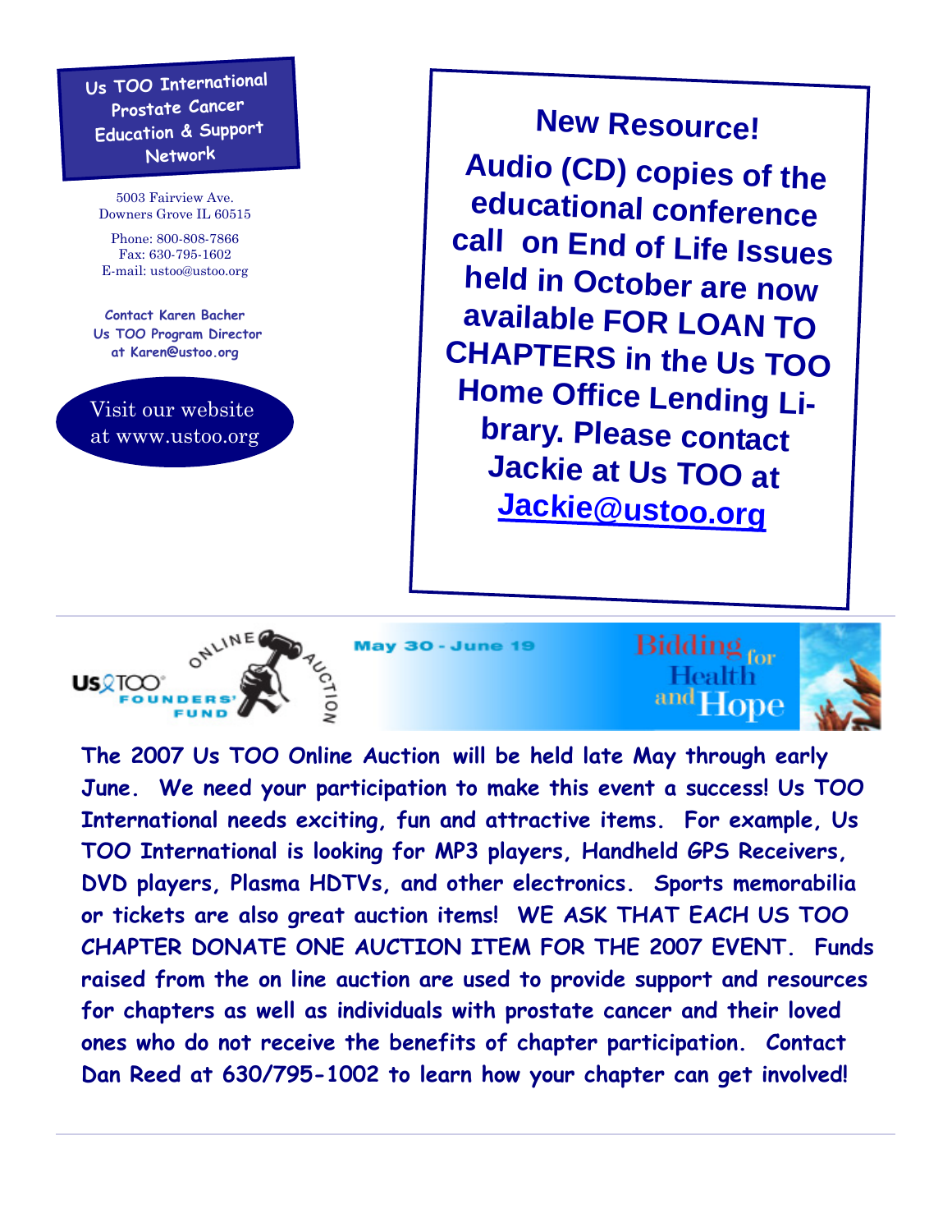**Us TOO International Prostate Cancer Education & Support Network**

5003 Fairview Ave.
Downers Grove IL 60515

Phone: 800-808-7866
Fax: 630-795-1602
E-mail: ustoo@ustoo.org

Contact Karen Bacher
Us TOO Program Director
at Karen@ustoo.org

Visit our website at www.ustoo.org

## New Resource!

**Audio (CD) copies of the educational conference call on End of Life Issues held in October are now available FOR LOAN TO CHAPTERS in the Us TOO Home Office Lending Library. Please contact Jackie at Us TOO at Jackie@ustoo.org**

Us TOO Founders' Fund — Online Auction — May 30 - June 19 — Bidding for Health and Hope

**The 2007 Us TOO Online Auction will be held late May through early June. We need your participation to make this event a success! Us TOO International needs exciting, fun and attractive items. For example, Us TOO International is looking for MP3 players, Handheld GPS Receivers, DVD players, Plasma HDTVs, and other electronics. Sports memorabilia or tickets are also great auction items! WE ASK THAT EACH US TOO CHAPTER DONATE ONE AUCTION ITEM FOR THE 2007 EVENT. Funds raised from the on line auction are used to provide support and resources for chapters as well as individuals with prostate cancer and their loved ones who do not receive the benefits of chapter participation. Contact Dan Reed at 630/795-1002 to learn how your chapter can get involved!**